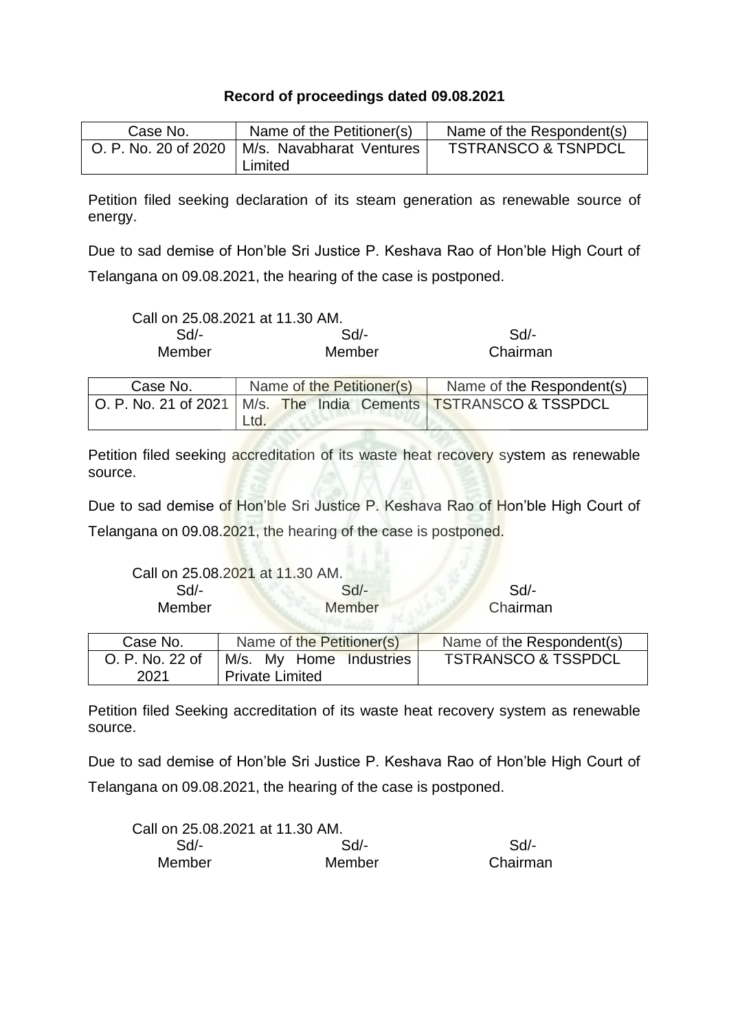**Record of proceedings dated 09.08.2021**

| Case No. | Name of the Petitioner(s) | Name of the Respondent(s) |
|---|---|---|
| O. P. No. 20 of 2020 | M/s. Navabharat Ventures Limited | TSTRANSCO & TSNPDCL |

Petition filed seeking declaration of its steam generation as renewable source of energy.

Due to sad demise of Hon'ble Sri Justice P. Keshava Rao of Hon'ble High Court of Telangana on 09.08.2021, the hearing of the case is postponed.

Call on 25.08.2021 at 11.30 AM.

| Sd/- | Sd/- | Sd/- |
|---|---|---|
| Member | Member | Chairman |

| Case No. | Name of the Petitioner(s) | Name of the Respondent(s) |
|---|---|---|
| O. P. No. 21 of 2021 | M/s. The India Cements Ltd. | TSTRANSCO & TSSPDCL |

Petition filed seeking accreditation of its waste heat recovery system as renewable source.

Due to sad demise of Hon'ble Sri Justice P. Keshava Rao of Hon'ble High Court of Telangana on 09.08.2021, the hearing of the case is postponed.

Call on 25.08.2021 at 11.30 AM.

| Sd/- | Sd/- | Sd/- |
|---|---|---|
| Member | Member | Chairman |

| Case No. | Name of the Petitioner(s) | Name of the Respondent(s) |
|---|---|---|
| O. P. No. 22 of 2021 | M/s. My Home Industries Private Limited | TSTRANSCO & TSSPDCL |

Petition filed Seeking accreditation of its waste heat recovery system as renewable source.

Due to sad demise of Hon'ble Sri Justice P. Keshava Rao of Hon'ble High Court of Telangana on 09.08.2021, the hearing of the case is postponed.

Call on 25.08.2021 at 11.30 AM.

| Sd/- | Sd/- | Sd/- |
|---|---|---|
| Member | Member | Chairman |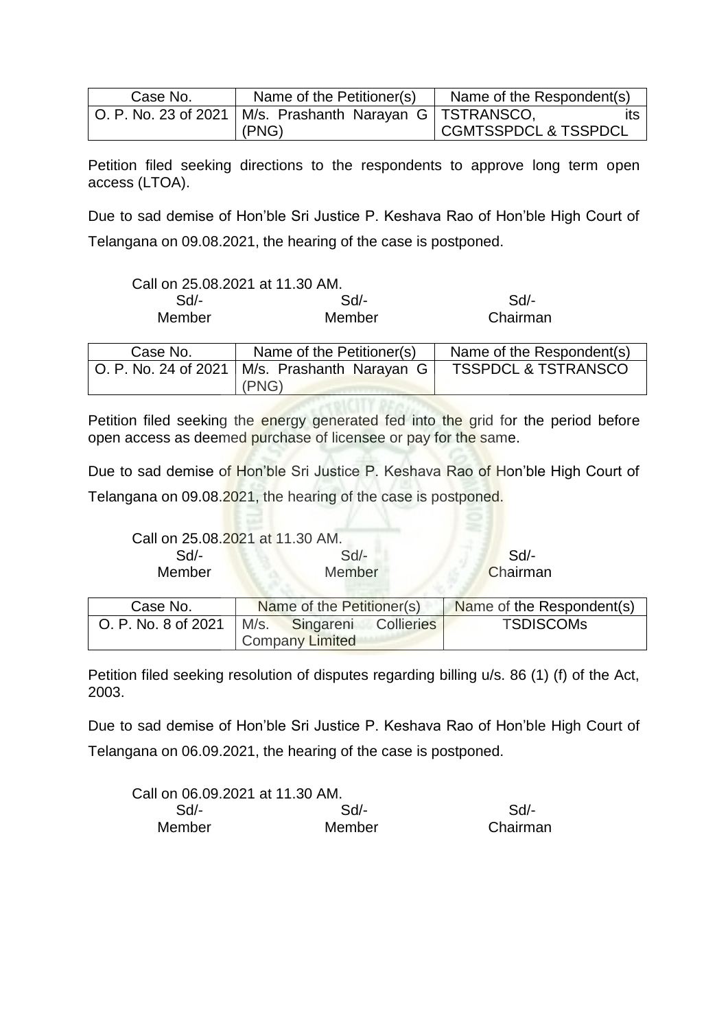| Case No. | Name of the Petitioner(s) | Name of the Respondent(s) |
|---|---|---|
| O. P. No. 23 of 2021 | M/s. Prashanth Narayan G (PNG) | TSTRANSCO, its CGMTSSPDCL & TSSPDCL |

Petition filed seeking directions to the respondents to approve long term open access (LTOA).

Due to sad demise of Hon'ble Sri Justice P. Keshava Rao of Hon'ble High Court of Telangana on 09.08.2021, the hearing of the case is postponed.

Call on 25.08.2021 at 11.30 AM.

| Sd/- | Sd/- | Sd/- |
|---|---|---|
| Member | Member | Chairman |

| Case No. | Name of the Petitioner(s) | Name of the Respondent(s) |
|---|---|---|
| O. P. No. 24 of 2021 | M/s. Prashanth Narayan G (PNG) | TSSPDCL & TSTRANSCO |

Petition filed seeking the energy generated fed into the grid for the period before open access as deemed purchase of licensee or pay for the same.

Due to sad demise of Hon'ble Sri Justice P. Keshava Rao of Hon'ble High Court of Telangana on 09.08.2021, the hearing of the case is postponed.

Call on 25.08.2021 at 11.30 AM.

| Sd/- | Sd/- | Sd/- |
|---|---|---|
| Member | Member | Chairman |

| Case No. | Name of the Petitioner(s) | Name of the Respondent(s) |
|---|---|---|
| O. P. No. 8 of 2021 | M/s. Singareni Collieries Company Limited | TSDISCOMs |

Petition filed seeking resolution of disputes regarding billing u/s. 86 (1) (f) of the Act, 2003.

Due to sad demise of Hon'ble Sri Justice P. Keshava Rao of Hon'ble High Court of Telangana on 06.09.2021, the hearing of the case is postponed.

Call on 06.09.2021 at 11.30 AM.

| Sd/- | Sd/- | Sd/- |
|---|---|---|
| Member | Member | Chairman |